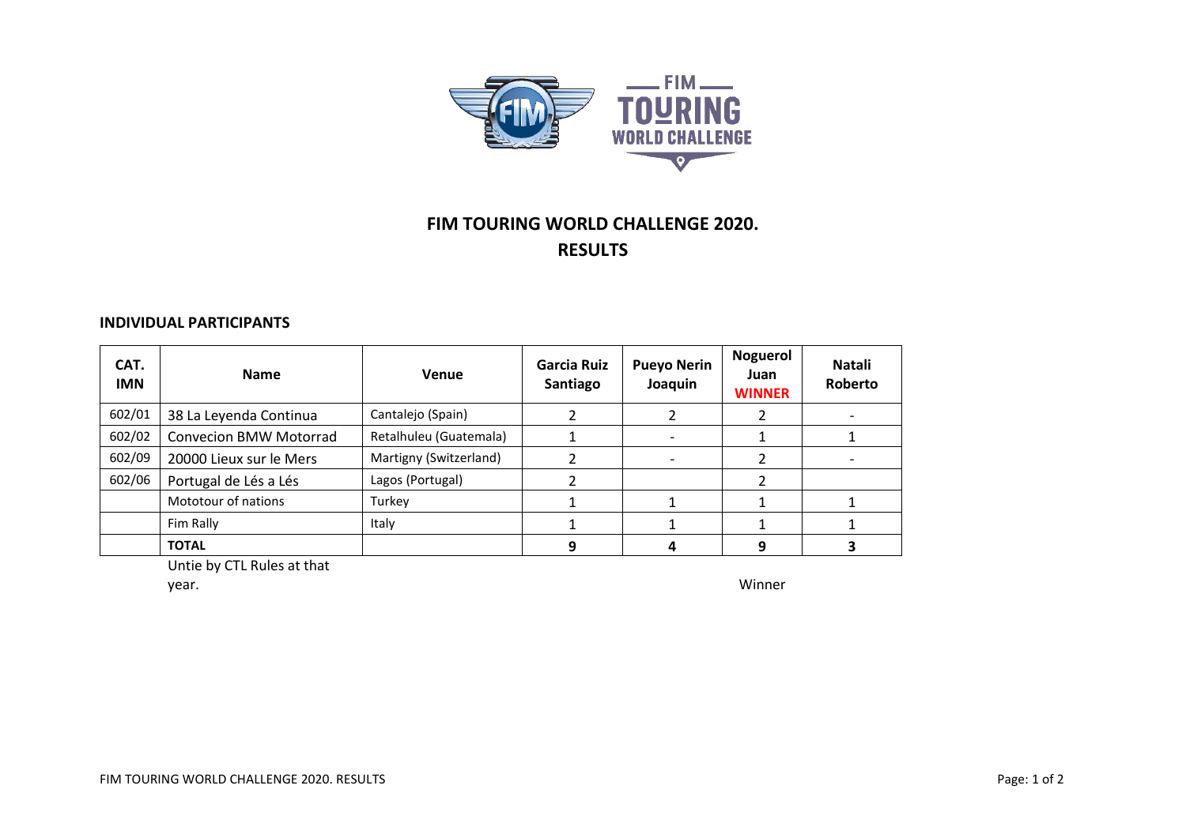# FIM TOURING WORLD CHALLENGE 2020.
# RESULTS

## INDIVIDUAL PARTICIPANTS

| CAT. IMN | Name | Venue | Garcia Ruiz Santiago | Pueyo Nerin Joaquin | Noguerol Juan **WINNER** | Natali Roberto |
|---|---|---|---|---|---|---|
| 602/01 | 38 La Leyenda Continua | Cantalejo (Spain) | 2 | 2 | 2 | - |
| 602/02 | Convecion BMW Motorrad | Retalhuleu (Guatemala) | 1 | - | 1 | 1 |
| 602/09 | 20000 Lieux sur le Mers | Martigny (Switzerland) | 2 | - | 2 | - |
| 602/06 | Portugal de Lés a Lés | Lagos (Portugal) | 2 | | 2 | |
| | Mototour of nations | Turkey | 1 | 1 | 1 | 1 |
| | Fim Rally | Italy | 1 | 1 | 1 | 1 |
| | **TOTAL** | | **9** | **4** | **9** | **3** |
| | Untie by CTL Rules at that year. | | | | Winner | |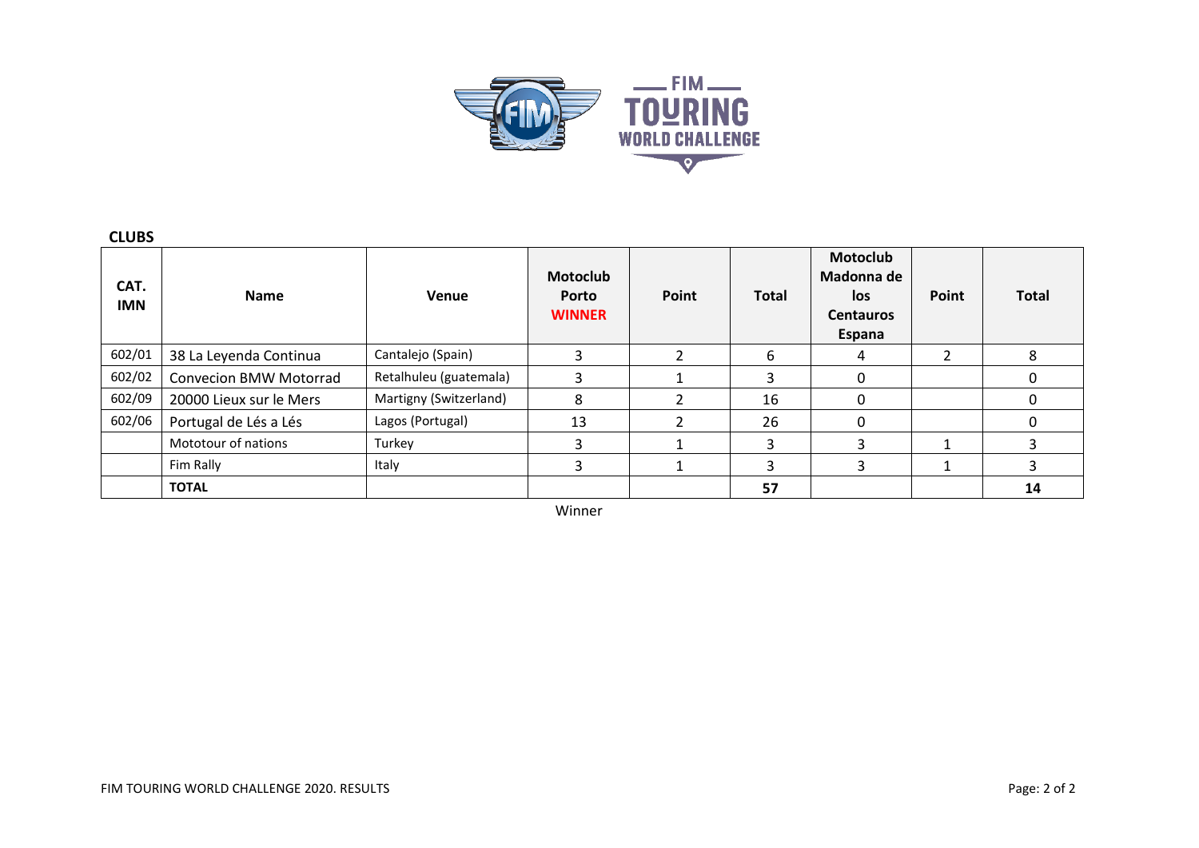**CLUBS**

| CAT. IMN | Name | Venue | Motoclub Porto WINNER | Point | Total | Motoclub Madonna de los Centauros Espana | Point | Total |
|---|---|---|---|---|---|---|---|---|
| 602/01 | 38 La Leyenda Continua | Cantalejo (Spain) | 3 | 2 | 6 | 4 | 2 | 8 |
| 602/02 | Convecion BMW Motorrad | Retalhuleu (guatemala) | 3 | 1 | 3 | 0 | | 0 |
| 602/09 | 20000 Lieux sur le Mers | Martigny (Switzerland) | 8 | 2 | 16 | 0 | | 0 |
| 602/06 | Portugal de Lés a Lés | Lagos (Portugal) | 13 | 2 | 26 | 0 | | 0 |
| | Mototour of nations | Turkey | 3 | 1 | 3 | 3 | 1 | 3 |
| | Fim Rally | Italy | 3 | 1 | 3 | 3 | 1 | 3 |
| | **TOTAL** | | | | **57** | | | **14** |

Winner

FIM TOURING WORLD CHALLENGE 2020. RESULTS